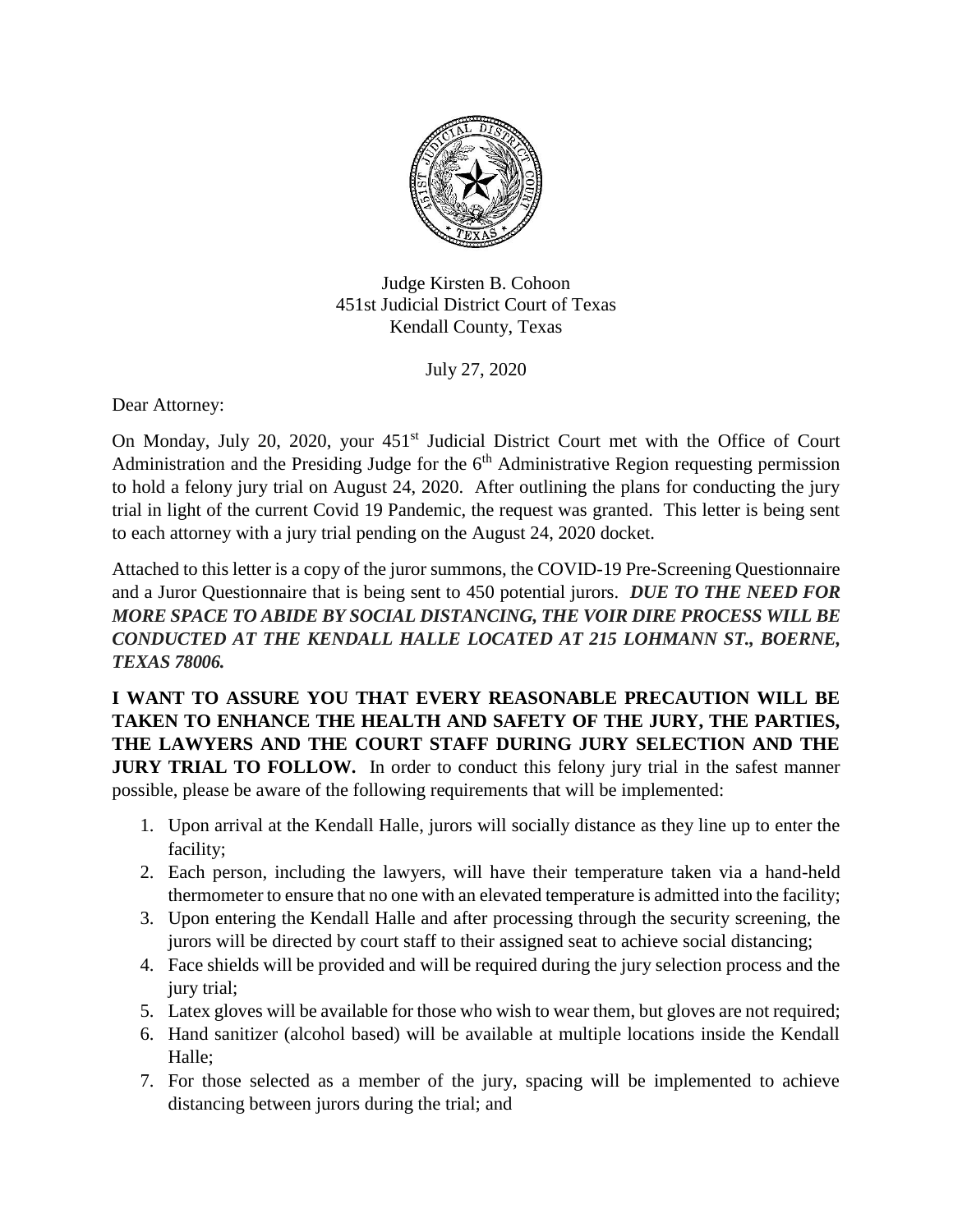Judge Kirsten B. Cohoon
451st Judicial District Court of Texas
Kendall County, Texas

July 27, 2020

Dear Attorney:

On Monday, July 20, 2020, your 451st Judicial District Court met with the Office of Court Administration and the Presiding Judge for the 6th Administrative Region requesting permission to hold a felony jury trial on August 24, 2020. After outlining the plans for conducting the jury trial in light of the current Covid 19 Pandemic, the request was granted. This letter is being sent to each attorney with a jury trial pending on the August 24, 2020 docket.

Attached to this letter is a copy of the juror summons, the COVID-19 Pre-Screening Questionnaire and a Juror Questionnaire that is being sent to 450 potential jurors. ***DUE TO THE NEED FOR MORE SPACE TO ABIDE BY SOCIAL DISTANCING, THE VOIR DIRE PROCESS WILL BE CONDUCTED AT THE KENDALL HALLE LOCATED AT 215 LOHMANN ST., BOERNE, TEXAS 78006.***

**I WANT TO ASSURE YOU THAT EVERY REASONABLE PRECAUTION WILL BE TAKEN TO ENHANCE THE HEALTH AND SAFETY OF THE JURY, THE PARTIES, THE LAWYERS AND THE COURT STAFF DURING JURY SELECTION AND THE JURY TRIAL TO FOLLOW.** In order to conduct this felony jury trial in the safest manner possible, please be aware of the following requirements that will be implemented:

1. Upon arrival at the Kendall Halle, jurors will socially distance as they line up to enter the facility;
2. Each person, including the lawyers, will have their temperature taken via a hand-held thermometer to ensure that no one with an elevated temperature is admitted into the facility;
3. Upon entering the Kendall Halle and after processing through the security screening, the jurors will be directed by court staff to their assigned seat to achieve social distancing;
4. Face shields will be provided and will be required during the jury selection process and the jury trial;
5. Latex gloves will be available for those who wish to wear them, but gloves are not required;
6. Hand sanitizer (alcohol based) will be available at multiple locations inside the Kendall Halle;
7. For those selected as a member of the jury, spacing will be implemented to achieve distancing between jurors during the trial; and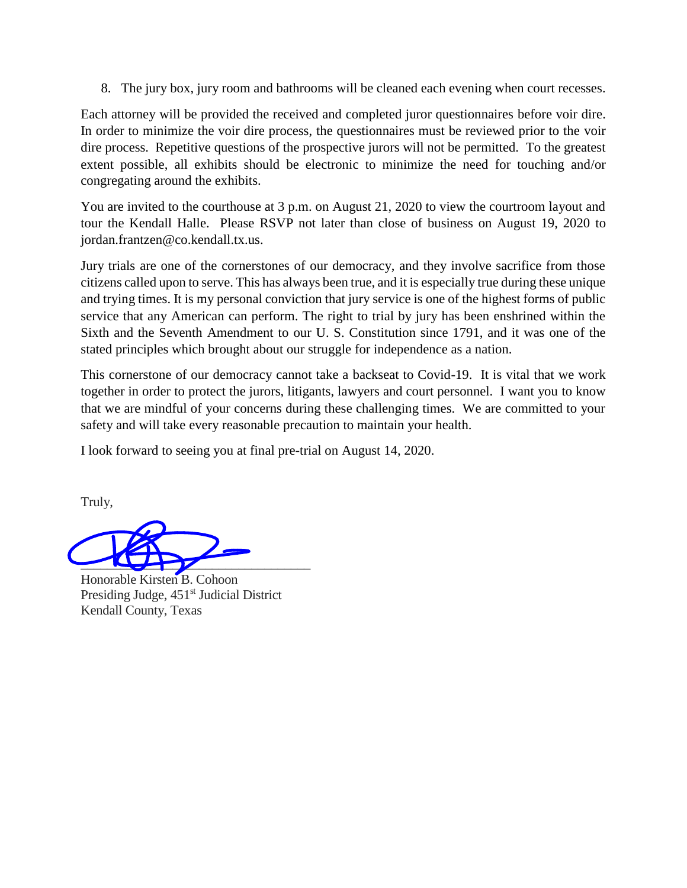8. The jury box, jury room and bathrooms will be cleaned each evening when court recesses.

Each attorney will be provided the received and completed juror questionnaires before voir dire. In order to minimize the voir dire process, the questionnaires must be reviewed prior to the voir dire process. Repetitive questions of the prospective jurors will not be permitted. To the greatest extent possible, all exhibits should be electronic to minimize the need for touching and/or congregating around the exhibits.

You are invited to the courthouse at 3 p.m. on August 21, 2020 to view the courtroom layout and tour the Kendall Halle. Please RSVP not later than close of business on August 19, 2020 to jordan.frantzen@co.kendall.tx.us.

Jury trials are one of the cornerstones of our democracy, and they involve sacrifice from those citizens called upon to serve. This has always been true, and it is especially true during these unique and trying times. It is my personal conviction that jury service is one of the highest forms of public service that any American can perform. The right to trial by jury has been enshrined within the Sixth and the Seventh Amendment to our U. S. Constitution since 1791, and it was one of the stated principles which brought about our struggle for independence as a nation.

This cornerstone of our democracy cannot take a backseat to Covid-19. It is vital that we work together in order to protect the jurors, litigants, lawyers and court personnel. I want you to know that we are mindful of your concerns during these challenging times. We are committed to your safety and will take every reasonable precaution to maintain your health.

I look forward to seeing you at final pre-trial on August 14, 2020.

Truly,

\_\_\_\_\_\_\_\_\_\_\_\_\_\_\_\_\_\_\_\_\_\_\_\_\_\_\_\_\_\_\_\_\_\_\_\_

Honorable Kirsten B. Cohoon
Presiding Judge, 451st Judicial District
Kendall County, Texas